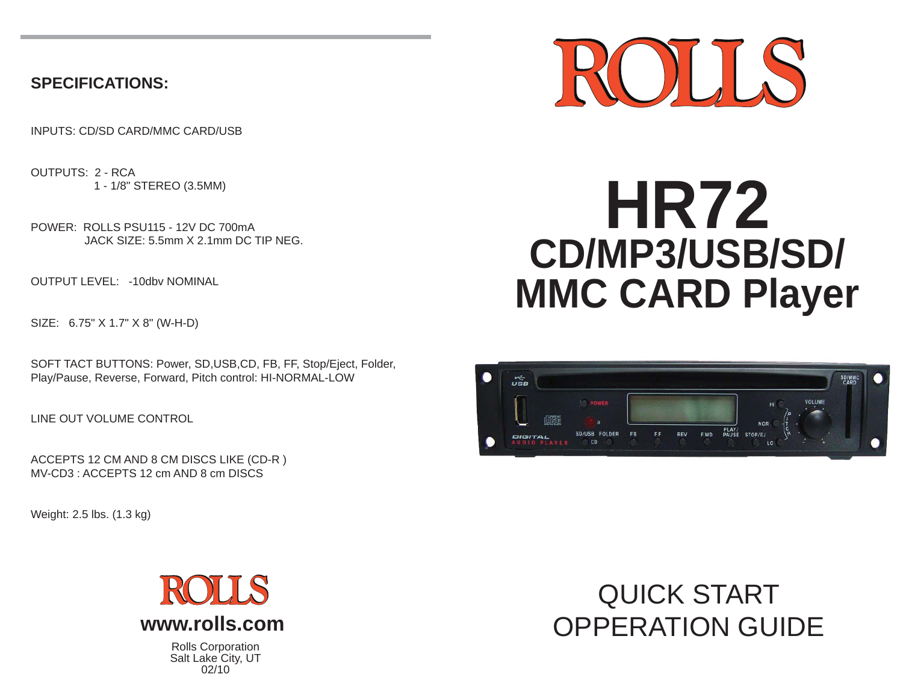# ROLLS

# HR72

## CD/MP3/USB/SD/ MMC CARD Player

# QUICK START OPPERATION GUIDE

## SPECIFICATIONS:

INPUTS: CD/SD CARD/MMC CARD/USB

OUTPUTS: 2 - RCA
1 - 1/8" STEREO (3.5MM)

POWER: ROLLS PSU115 - 12V DC 700mA
JACK SIZE: 5.5mm X 2.1mm DC TIP NEG.

OUTPUT LEVEL: -10dbv NOMINAL

SIZE: 6.75" X 1.7" X 8" (W-H-D)

SOFT TACT BUTTONS: Power, SD,USB,CD, FB, FF, Stop/Eject, Folder, Play/Pause, Reverse, Forward, Pitch control: HI-NORMAL-LOW

LINE OUT VOLUME CONTROL

ACCEPTS 12 CM AND 8 CM DISCS LIKE (CD-R )
MV-CD3 : ACCEPTS 12 cm AND 8 cm DISCS

Weight: 2.5 lbs. (1.3 kg)

ROLLS

**www.rolls.com**

Rolls Corporation
Salt Lake City, UT
02/10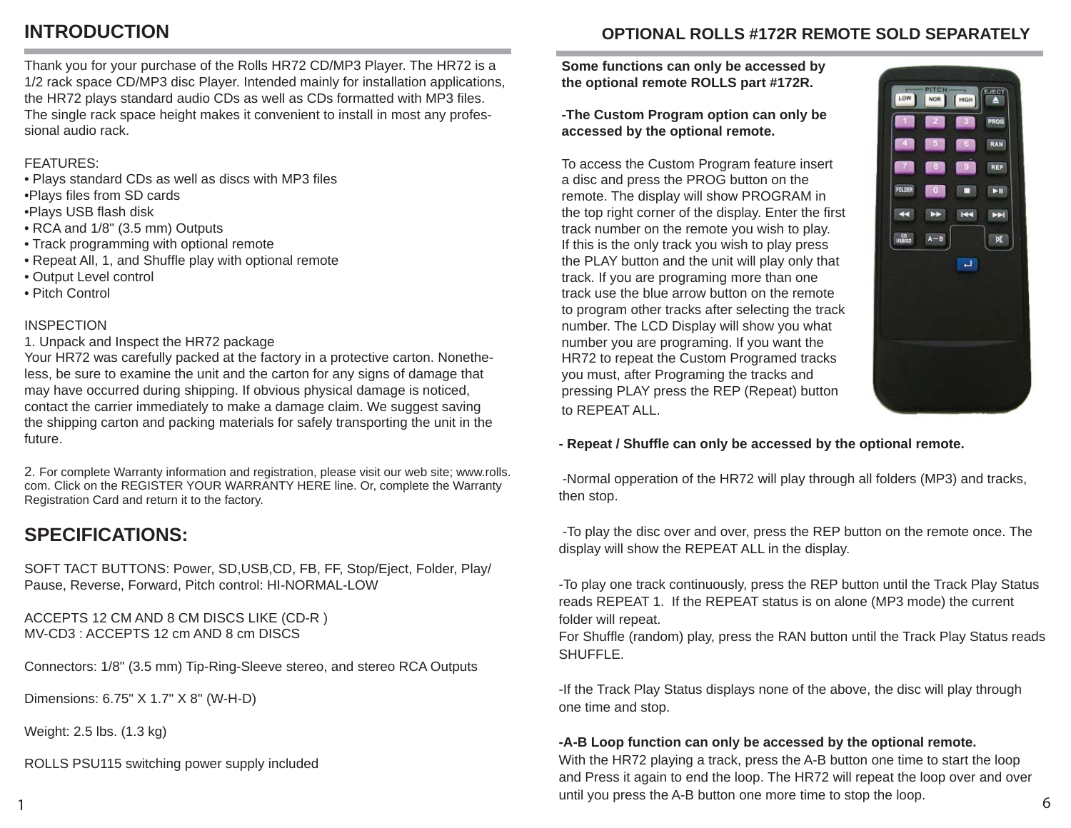## INTRODUCTION

Thank you for your purchase of the Rolls HR72 CD/MP3 Player. The HR72 is a 1/2 rack space CD/MP3 disc Player. Intended mainly for installation applications, the HR72 plays standard audio CDs as well as CDs formatted with MP3 files. The single rack space height makes it convenient to install in most any professional audio rack.

FEATURES:

- Plays standard CDs as well as discs with MP3 files
- Plays files from SD cards
- Plays USB flash disk
- RCA and 1/8" (3.5 mm) Outputs
- Track programming with optional remote
- Repeat All, 1, and Shuffle play with optional remote
- Output Level control
- Pitch Control

INSPECTION

1. Unpack and Inspect the HR72 package

Your HR72 was carefully packed at the factory in a protective carton. Nonetheless, be sure to examine the unit and the carton for any signs of damage that may have occurred during shipping. If obvious physical damage is noticed, contact the carrier immediately to make a damage claim. We suggest saving the shipping carton and packing materials for safely transporting the unit in the future.

2. For complete Warranty information and registration, please visit our web site; www.rolls.com. Click on the REGISTER YOUR WARRANTY HERE line. Or, complete the Warranty Registration Card and return it to the factory.

## SPECIFICATIONS:

SOFT TACT BUTTONS: Power, SD,USB,CD, FB, FF, Stop/Eject, Folder, Play/Pause, Reverse, Forward, Pitch control: HI-NORMAL-LOW

ACCEPTS 12 CM AND 8 CM DISCS LIKE (CD-R )
MV-CD3 : ACCEPTS 12 cm AND 8 cm DISCS

Connectors: 1/8" (3.5 mm) Tip-Ring-Sleeve stereo, and stereo RCA Outputs

Dimensions: 6.75" X 1.7" X 8" (W-H-D)

Weight: 2.5 lbs. (1.3 kg)

ROLLS PSU115 switching power supply included

## OPTIONAL ROLLS #172R REMOTE SOLD SEPARATELY

**Some functions can only be accessed by the optional remote ROLLS part #172R.**

**-The Custom Program option can only be accessed by the optional remote.**

To access the Custom Program feature insert a disc and press the PROG button on the remote. The display will show PROGRAM in the top right corner of the display. Enter the first track number on the remote you wish to play. If this is the only track you wish to play press the PLAY button and the unit will play only that track. If you are programing more than one track use the blue arrow button on the remote to program other tracks after selecting the track number. The LCD Display will show you what number you are programing. If you want the HR72 to repeat the Custom Programed tracks you must, after Programing the tracks and pressing PLAY press the REP (Repeat) button to REPEAT ALL.

**- Repeat / Shuffle can only be accessed by the optional remote.**

-Normal opperation of the HR72 will play through all folders (MP3) and tracks, then stop.

-To play the disc over and over, press the REP button on the remote once. The display will show the REPEAT ALL in the display.

-To play one track continuously, press the REP button until the Track Play Status reads REPEAT 1. If the REPEAT status is on alone (MP3 mode) the current folder will repeat.
For Shuffle (random) play, press the RAN button until the Track Play Status reads SHUFFLE.

-If the Track Play Status displays none of the above, the disc will play through one time and stop.

**-A-B Loop function can only be accessed by the optional remote.**
With the HR72 playing a track, press the A-B button one time to start the loop and Press it again to end the loop. The HR72 will repeat the loop over and over until you press the A-B button one more time to stop the loop.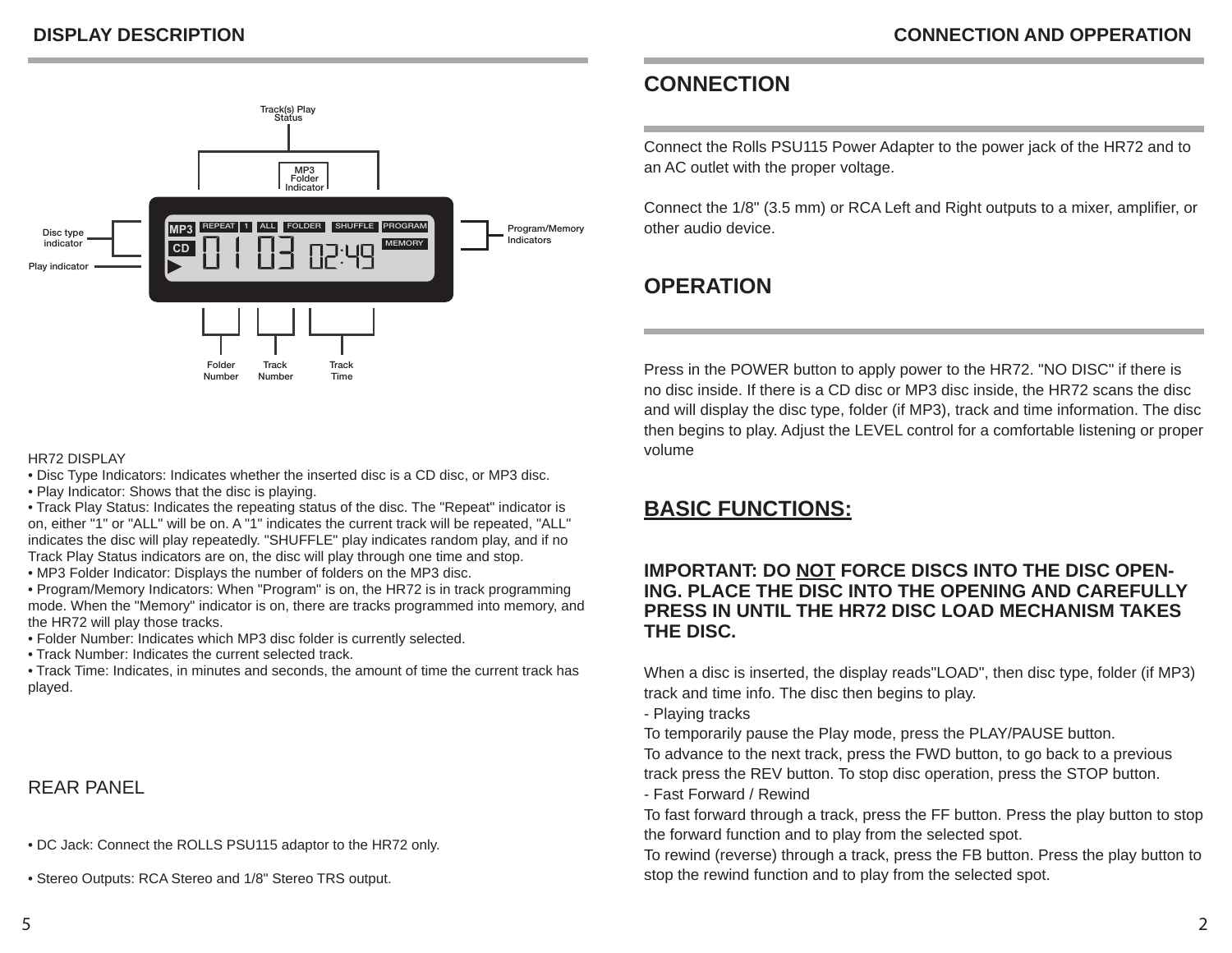## DISPLAY DESCRIPTION

Track(s) Play Status

MP3 Folder Indicator

Disc type indicator

Play indicator

Program/Memory Indicators

Folder Number

Track Number

Track Time

HR72 DISPLAY

- Disc Type Indicators: Indicates whether the inserted disc is a CD disc, or MP3 disc.
- Play Indicator: Shows that the disc is playing.
- Track Play Status: Indicates the repeating status of the disc. The "Repeat" indicator is on, either "1" or "ALL" will be on. A "1" indicates the current track will be repeated, "ALL" indicates the disc will play repeatedly. "SHUFFLE" play indicates random play, and if no Track Play Status indicators are on, the disc will play through one time and stop.
- MP3 Folder Indicator: Displays the number of folders on the MP3 disc.
- Program/Memory Indicators: When "Program" is on, the HR72 is in track programming mode. When the "Memory" indicator is on, there are tracks programmed into memory, and the HR72 will play those tracks.
- Folder Number: Indicates which MP3 disc folder is currently selected.
- Track Number: Indicates the current selected track.
- Track Time: Indicates, in minutes and seconds, the amount of time the current track has played.

REAR PANEL

- DC Jack: Connect the ROLLS PSU115 adaptor to the HR72 only.
- Stereo Outputs: RCA Stereo and 1/8" Stereo TRS output.

## CONNECTION AND OPPERATION

# CONNECTION

Connect the Rolls PSU115 Power Adapter to the power jack of the HR72 and to an AC outlet with the proper voltage.

Connect the 1/8" (3.5 mm) or RCA Left and Right outputs to a mixer, amplifier, or other audio device.

# OPERATION

Press in the POWER button to apply power to the HR72. "NO DISC" if there is no disc inside. If there is a CD disc or MP3 disc inside, the HR72 scans the disc and will display the disc type, folder (if MP3), track and time information. The disc then begins to play. Adjust the LEVEL control for a comfortable listening or proper volume

## BASIC FUNCTIONS:

**IMPORTANT: DO NOT FORCE DISCS INTO THE DISC OPENING. PLACE THE DISC INTO THE OPENING AND CAREFULLY PRESS IN UNTIL THE HR72 DISC LOAD MECHANISM TAKES THE DISC.**

When a disc is inserted, the display reads"LOAD", then disc type, folder (if MP3) track and time info. The disc then begins to play.

- Playing tracks

To temporarily pause the Play mode, press the PLAY/PAUSE button.

To advance to the next track, press the FWD button, to go back to a previous track press the REV button. To stop disc operation, press the STOP button.

- Fast Forward / Rewind

To fast forward through a track, press the FF button. Press the play button to stop the forward function and to play from the selected spot.

To rewind (reverse) through a track, press the FB button. Press the play button to stop the rewind function and to play from the selected spot.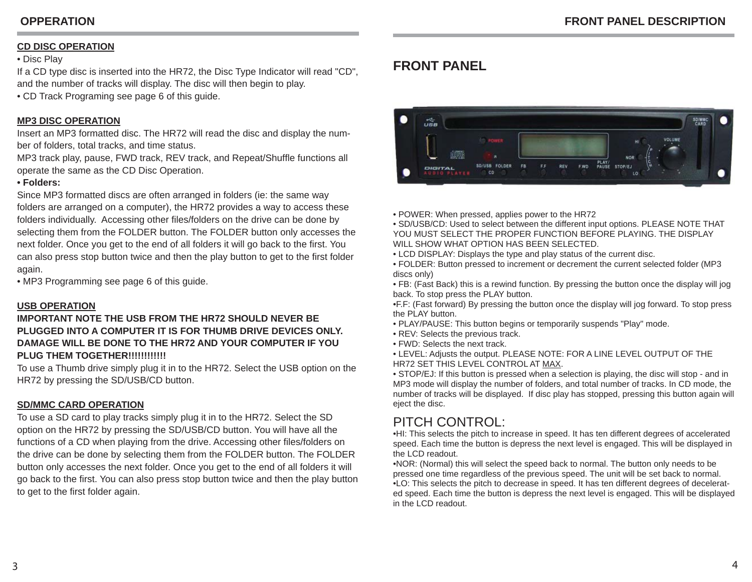## OPPERATION

### CD DISC OPERATION

• Disc Play
If a CD type disc is inserted into the HR72, the Disc Type Indicator will read "CD", and the number of tracks will display. The disc will then begin to play.
• CD Track Programing see page 6 of this guide.

### MP3 DISC OPERATION

Insert an MP3 formatted disc. The HR72 will read the disc and display the number of folders, total tracks, and time status.
MP3 track play, pause, FWD track, REV track, and Repeat/Shuffle functions all operate the same as the CD Disc Operation.
**• Folders:**
Since MP3 formatted discs are often arranged in folders (ie: the same way folders are arranged on a computer), the HR72 provides a way to access these folders individually. Accessing other files/folders on the drive can be done by selecting them from the FOLDER button. The FOLDER button only accesses the next folder. Once you get to the end of all folders it will go back to the first. You can also press stop button twice and then the play button to get to the first folder again.
• MP3 Programming see page 6 of this guide.

### USB OPERATION

**IMPORTANT NOTE THE USB FROM THE HR72 SHOULD NEVER BE PLUGGED INTO A COMPUTER IT IS FOR THUMB DRIVE DEVICES ONLY. DAMAGE WILL BE DONE TO THE HR72 AND YOUR COMPUTER IF YOU PLUG THEM TOGETHER!!!!!!!!!!!**
To use a Thumb drive simply plug it in to the HR72. Select the USB option on the HR72 by pressing the SD/USB/CD button.

### SD/MMC CARD OPERATION

To use a SD card to play tracks simply plug it in to the HR72. Select the SD option on the HR72 by pressing the SD/USB/CD button. You will have all the functions of a CD when playing from the drive. Accessing other files/folders on the drive can be done by selecting them from the FOLDER button. The FOLDER button only accesses the next folder. Once you get to the end of all folders it will go back to the first. You can also press stop button twice and then the play button to get to the first folder again.

## FRONT PANEL DESCRIPTION

### FRONT PANEL

USB
SD/MMC CARD
POWER
SD/USB FOLDER
CD
FB F.F REV F.WD PLAY/PAUSE STOP/EJ
HI NOR LO
PITCH
VOLUME
DIGITAL AUDIO PLAYER

• POWER: When pressed, applies power to the HR72
• SD/USB/CD: Used to select between the different input options. PLEASE NOTE THAT YOU MUST SELECT THE PROPER FUNCTION BEFORE PLAYING. THE DISPLAY WILL SHOW WHAT OPTION HAS BEEN SELECTED.
• LCD DISPLAY: Displays the type and play status of the current disc.
• FOLDER: Button pressed to increment or decrement the current selected folder (MP3 discs only)
• FB: (Fast Back) this is a rewind function. By pressing the button once the display will jog back. To stop press the PLAY button.
•F.F: (Fast forward) By pressing the button once the display will jog forward. To stop press the PLAY button.
• PLAY/PAUSE: This button begins or temporarily suspends "Play" mode.
• REV: Selects the previous track.
• FWD: Selects the next track.
• LEVEL: Adjusts the output. PLEASE NOTE: FOR A LINE LEVEL OUTPUT OF THE HR72 SET THIS LEVEL CONTROL AT MAX.
• STOP/EJ: If this button is pressed when a selection is playing, the disc will stop - and in MP3 mode will display the number of folders, and total number of tracks. In CD mode, the number of tracks will be displayed. If disc play has stopped, pressing this button again will eject the disc.

### PITCH CONTROL:

•HI: This selects the pitch to increase in speed. It has ten different degrees of accelerated speed. Each time the button is depress the next level is engaged. This will be displayed in the LCD readout.
•NOR: (Normal) this will select the speed back to normal. The button only needs to be pressed one time regardless of the previous speed. The unit will be set back to normal.
•LO: This selects the pitch to decrease in speed. It has ten different degrees of decelerated speed. Each time the button is depress the next level is engaged. This will be displayed in the LCD readout.